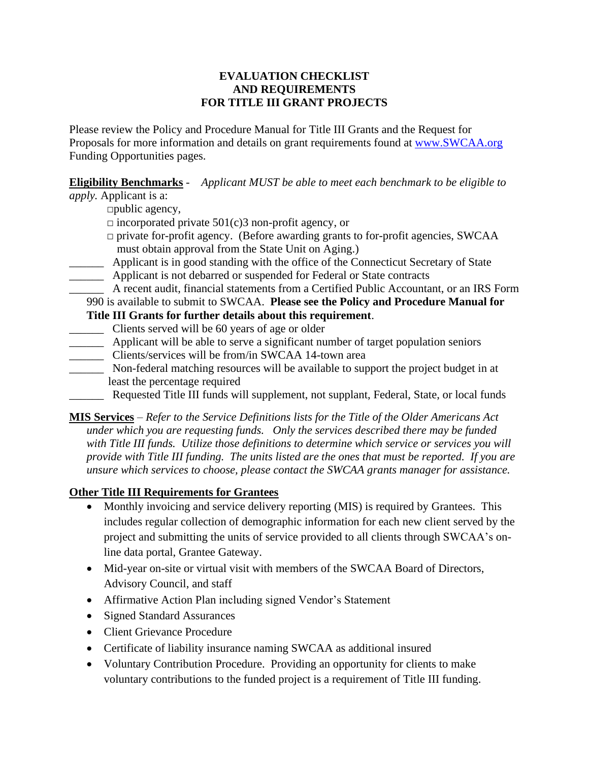# EVALUATION CHECKLIST AND REQUIREMENTS FOR TITLE III GRANT PROJECTS

Please review the Policy and Procedure Manual for Title III Grants and the Request for Proposals for more information and details on grant requirements found at [www.SWCAA.org](http://www.SWCAA.org) Funding Opportunities pages.

**Eligibility Benchmarks** - *Applicant MUST be able to meet each benchmark to be eligible to apply.* Applicant is a:

- □ public agency,
- □ incorporated private 501(c)3 non-profit agency, or
- □ private for-profit agency. (Before awarding grants to for-profit agencies, SWCAA must obtain approval from the State Unit on Aging.)

______ Applicant is in good standing with the office of the Connecticut Secretary of State

______ Applicant is not debarred or suspended for Federal or State contracts

______ A recent audit, financial statements from a Certified Public Accountant, or an IRS Form 990 is available to submit to SWCAA. **Please see the Policy and Procedure Manual for Title III Grants for further details about this requirement**.

______ Clients served will be 60 years of age or older

______ Applicant will be able to serve a significant number of target population seniors

______ Clients/services will be from/in SWCAA 14-town area

______ Non-federal matching resources will be available to support the project budget in at least the percentage required

______ Requested Title III funds will supplement, not supplant, Federal, State, or local funds

**MIS Services** – *Refer to the Service Definitions lists for the Title of the Older Americans Act under which you are requesting funds. Only the services described there may be funded with Title III funds. Utilize those definitions to determine which service or services you will provide with Title III funding. The units listed are the ones that must be reported. If you are unsure which services to choose, please contact the SWCAA grants manager for assistance.*

**Other Title III Requirements for Grantees**

- Monthly invoicing and service delivery reporting (MIS) is required by Grantees. This includes regular collection of demographic information for each new client served by the project and submitting the units of service provided to all clients through SWCAA's on-line data portal, Grantee Gateway.
- Mid-year on-site or virtual visit with members of the SWCAA Board of Directors, Advisory Council, and staff
- Affirmative Action Plan including signed Vendor's Statement
- Signed Standard Assurances
- Client Grievance Procedure
- Certificate of liability insurance naming SWCAA as additional insured
- Voluntary Contribution Procedure. Providing an opportunity for clients to make voluntary contributions to the funded project is a requirement of Title III funding.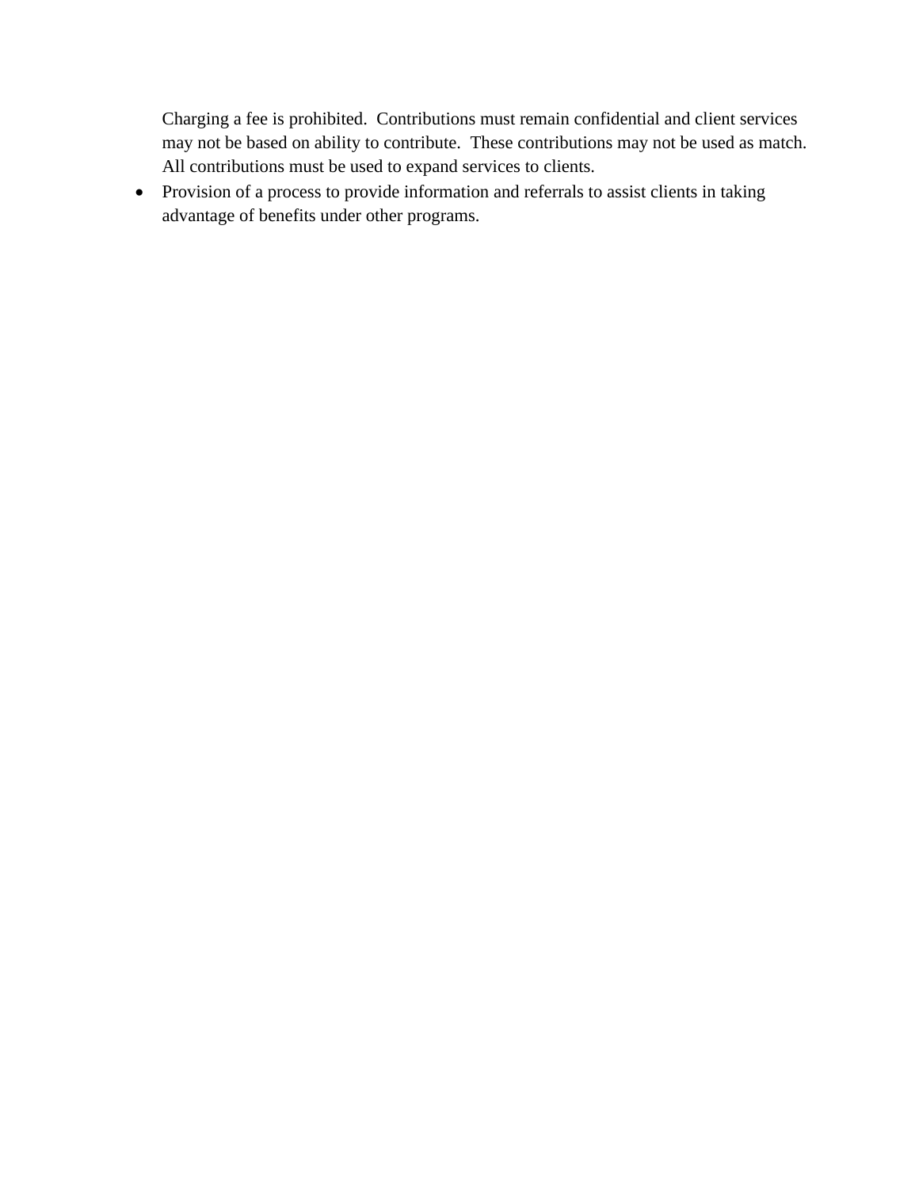Charging a fee is prohibited. Contributions must remain confidential and client services may not be based on ability to contribute. These contributions may not be used as match. All contributions must be used to expand services to clients.

- Provision of a process to provide information and referrals to assist clients in taking advantage of benefits under other programs.